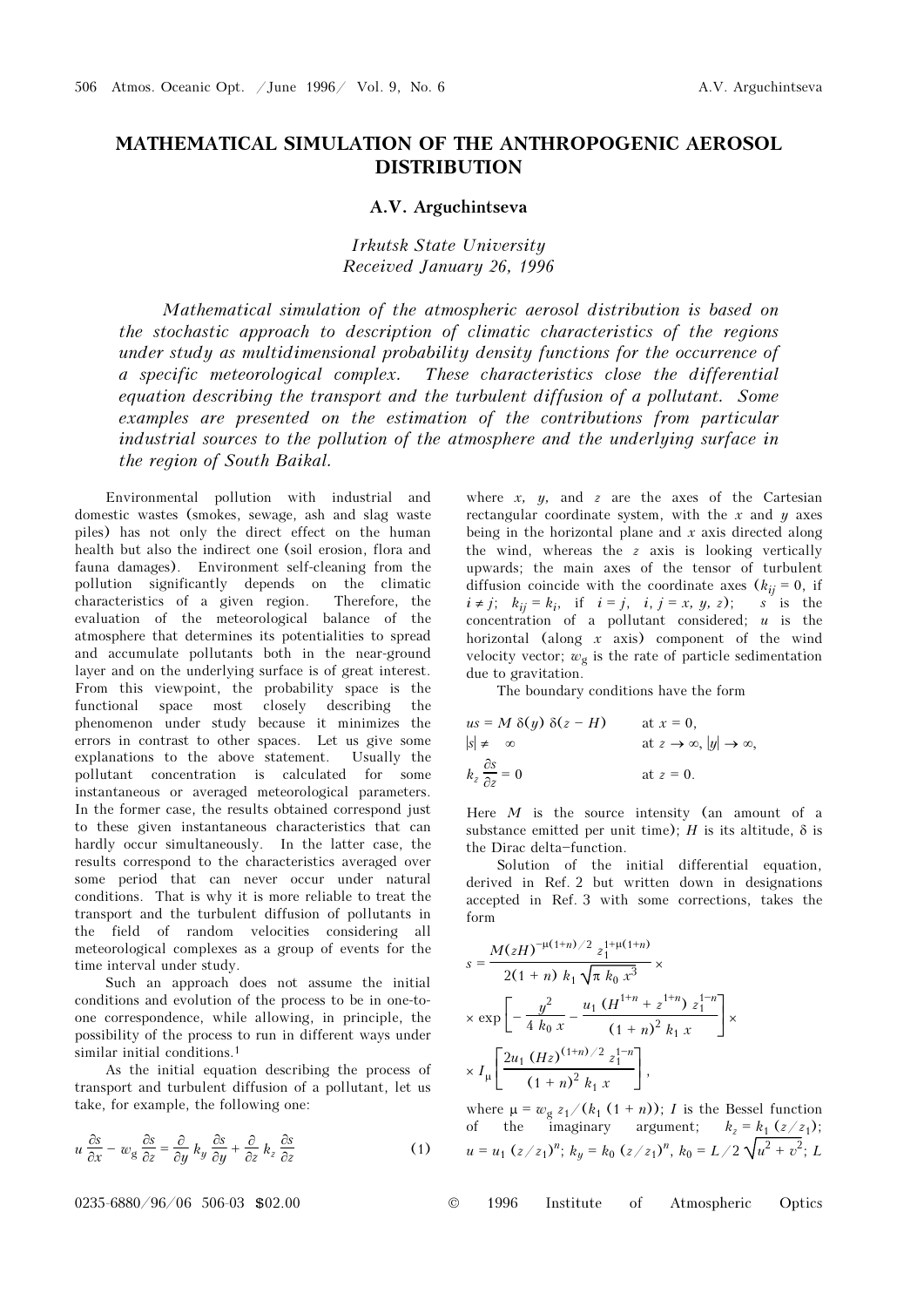# MATHEMATICAL SIMULATION OF THE ANTHROPOGENIC AEROSOL DISTRIBUTION

**A.V. Arguchintseva**

*Irkutsk State University*
*Received January 26, 1996*

*Mathematical simulation of the atmospheric aerosol distribution is based on the stochastic approach to description of climatic characteristics of the regions under study as multidimensional probability density functions for the occurrence of a specific meteorological complex. These characteristics close the differential equation describing the transport and the turbulent diffusion of a pollutant. Some examples are presented on the estimation of the contributions from particular industrial sources to the pollution of the atmosphere and the underlying surface in the region of South Baikal.*

Environmental pollution with industrial and domestic wastes (smokes, sewage, ash and slag waste piles) has not only the direct effect on the human health but also the indirect one (soil erosion, flora and fauna damages). Environment self-cleaning from the pollution significantly depends on the climatic characteristics of a given region. Therefore, the evaluation of the meteorological balance of the atmosphere that determines its potentialities to spread and accumulate pollutants both in the near-ground layer and on the underlying surface is of great interest. From this viewpoint, the probability space is the functional space most closely describing the phenomenon under study because it minimizes the errors in contrast to other spaces. Let us give some explanations to the above statement. Usually the pollutant concentration is calculated for some instantaneous or averaged meteorological parameters. In the former case, the results obtained correspond just to these given instantaneous characteristics that can hardly occur simultaneously. In the latter case, the results correspond to the characteristics averaged over some period that can never occur under natural conditions. That is why it is more reliable to treat the transport and the turbulent diffusion of pollutants in the field of random velocities considering all meteorological complexes as a group of events for the time interval under study.

Such an approach does not assume the initial conditions and evolution of the process to be in one-to-one correspondence, while allowing, in principle, the possibility of the process to run in different ways under similar initial conditions.[1]

As the initial equation describing the process of transport and turbulent diffusion of a pollutant, let us take, for example, the following one:

$$u \frac{\partial s}{\partial x} - w_g \frac{\partial s}{\partial z} = \frac{\partial}{\partial y} k_y \frac{\partial s}{\partial y} + \frac{\partial}{\partial z} k_z \frac{\partial s}{\partial z} \qquad (1)$$

where $x$, $y$, and $z$ are the axes of the Cartesian rectangular coordinate system, with the $x$ and $y$ axes being in the horizontal plane and $x$ axis directed along the wind, whereas the $z$ axis is looking vertically upwards; the main axes of the tensor of turbulent diffusion coincide with the coordinate axes ($k_{ij} = 0$, if $i \neq j$; $k_{ij} = k_i$, if $i = j$, $i, j = x, y, z$); $s$ is the concentration of a pollutant considered; $u$ is the horizontal (along $x$ axis) component of the wind velocity vector; $w_g$ is the rate of particle sedimentation due to gravitation.

The boundary conditions have the form

$$us = M\,\delta(y)\,\delta(z - H) \qquad \text{at } x = 0,$$

$$|s| \neq \infty \qquad \text{at } z \to \infty,\ |y| \to \infty,$$

$$k_z \frac{\partial s}{\partial z} = 0 \qquad \text{at } z = 0.$$

Here $M$ is the source intensity (an amount of a substance emitted per unit time); $H$ is its altitude, $\delta$ is the Dirac delta-function.

Solution of the initial differential equation, derived in Ref. 2 but written down in designations accepted in Ref. 3 with some corrections, takes the form

$$s = \frac{M (zH)^{-\mu(1+n)/2}\, z_1^{1+\mu(1+n)}}{2(1+n)\, k_1 \sqrt{\pi\, k_0\, x^3}} \times$$

$$\times \exp\left[-\frac{y^2}{4\, k_0\, x} - \frac{u_1\,(H^{1+n} + z^{1+n})\, z_1^{1-n}}{(1+n)^2\, k_1\, x}\right] \times$$

$$\times I_\mu \left[\frac{2u_1\,(Hz)^{(1+n)/2}\, z_1^{1-n}}{(1+n)^2\, k_1\, x}\right],$$

where $\mu = w_g\, z_1/(k_1\,(1+n))$; $I$ is the Bessel function of the imaginary argument; $k_z = k_1\,(z/z_1)$; $u = u_1\,(z/z_1)^n$; $k_y = k_0\,(z/z_1)^n$, $k_0 = L/2\sqrt{u^2 + v^2}$; $L$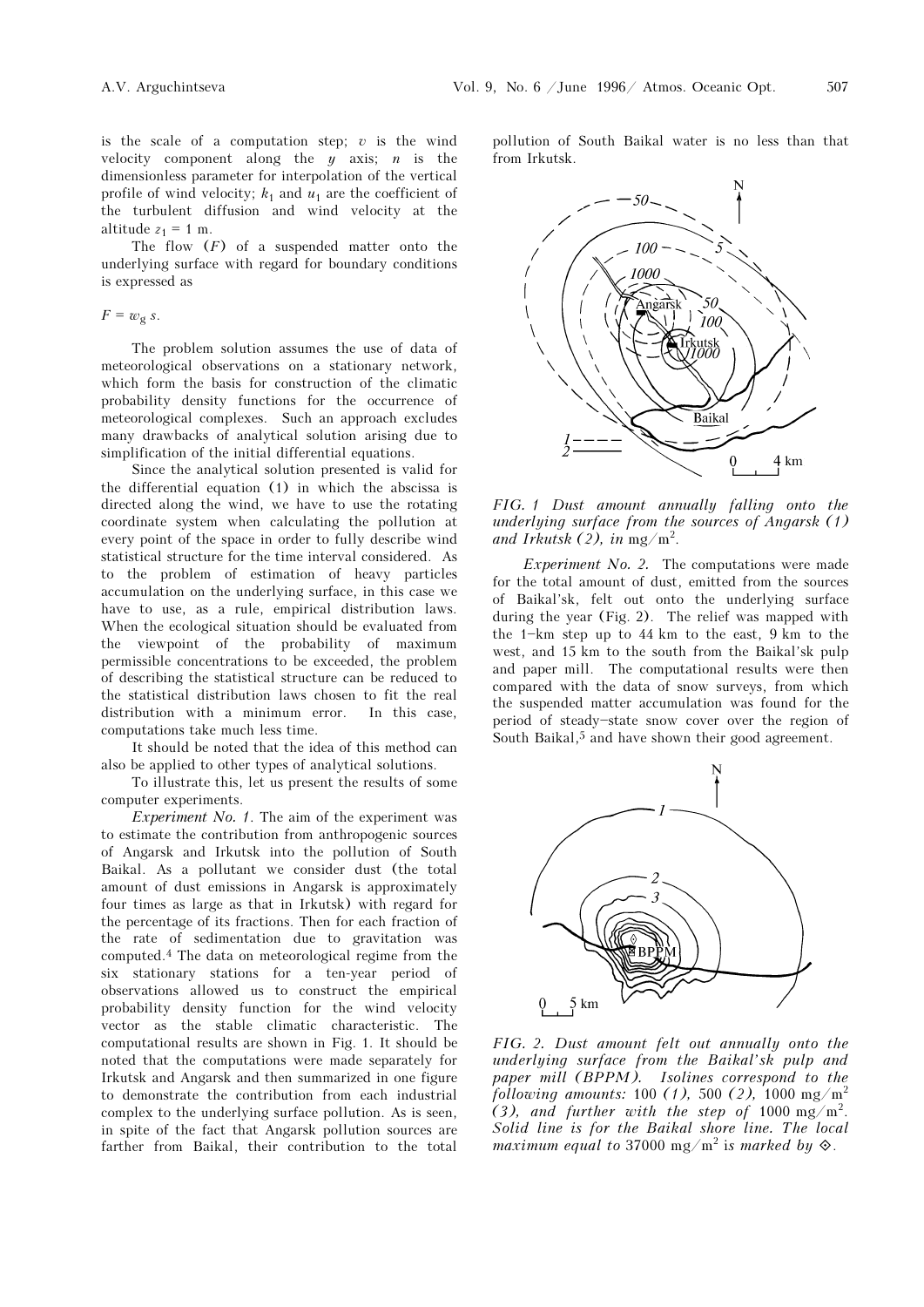is the scale of a computation step; $v$ is the wind velocity component along the $y$ axis; $n$ is the dimensionless parameter for interpolation of the vertical profile of wind velocity; $k_1$ and $u_1$ are the coefficient of the turbulent diffusion and wind velocity at the altitude $z_1 = 1$ m.

The flow ($F$) of a suspended matter onto the underlying surface with regard for boundary conditions is expressed as

$$F = w_g\, s.$$

The problem solution assumes the use of data of meteorological observations on a stationary network, which form the basis for construction of the climatic probability density functions for the occurrence of meteorological complexes. Such an approach excludes many drawbacks of analytical solution arising due to simplification of the initial differential equations.

Since the analytical solution presented is valid for the differential equation (1) in which the abscissa is directed along the wind, we have to use the rotating coordinate system when calculating the pollution at every point of the space in order to fully describe wind statistical structure for the time interval considered. As to the problem of estimation of heavy particles accumulation on the underlying surface, in this case we have to use, as a rule, empirical distribution laws. When the ecological situation should be evaluated from the viewpoint of the probability of maximum permissible concentrations to be exceeded, the problem of describing the statistical structure can be reduced to the statistical distribution laws chosen to fit the real distribution with a minimum error. In this case, computations take much less time.

It should be noted that the idea of this method can also be applied to other types of analytical solutions.

To illustrate this, let us present the results of some computer experiments.

*Experiment No. 1.* The aim of the experiment was to estimate the contribution from anthropogenic sources of Angarsk and Irkutsk into the pollution of South Baikal. As a pollutant we consider dust (the total amount of dust emissions in Angarsk is approximately four times as large as that in Irkutsk) with regard for the percentage of its fractions. Then for each fraction of the rate of sedimentation due to gravitation was computed.[4] The data on meteorological regime from the six stationary stations for a ten-year period of observations allowed us to construct the empirical probability density function for the wind velocity vector as the stable climatic characteristic. The computational results are shown in Fig. 1. It should be noted that the computations were made separately for Irkutsk and Angarsk and then summarized in one figure to demonstrate the contribution from each industrial complex to the underlying surface pollution. As is seen, in spite of the fact that Angarsk pollution sources are farther from Baikal, their contribution to the total pollution of South Baikal water is no less than that from Irkutsk.

*FIG. 1 Dust amount annually falling onto the underlying surface from the sources of Angarsk (1) and Irkutsk (2), in* mg/m$^2$.

*Experiment No. 2.* The computations were made for the total amount of dust, emitted from the sources of Baikal'sk, felt out onto the underlying surface during the year (Fig. 2). The relief was mapped with the 1–km step up to 44 km to the east, 9 km to the west, and 15 km to the south from the Baikal'sk pulp and paper mill. The computational results were then compared with the data of snow surveys, from which the suspended matter accumulation was found for the period of steady–state snow cover over the region of South Baikal,[5] and have shown their good agreement.

*FIG. 2. Dust amount felt out annually onto the underlying surface from the Baikal'sk pulp and paper mill (BPPM). Isolines correspond to the following amounts:* 100 *(1),* 500 *(2),* 1000 mg/m$^2$ *(3), and further with the step of* 1000 mg/m$^2$. *Solid line is for the Baikal shore line. The local maximum equal to* 37000 mg/m$^2$ *is marked by* ◇.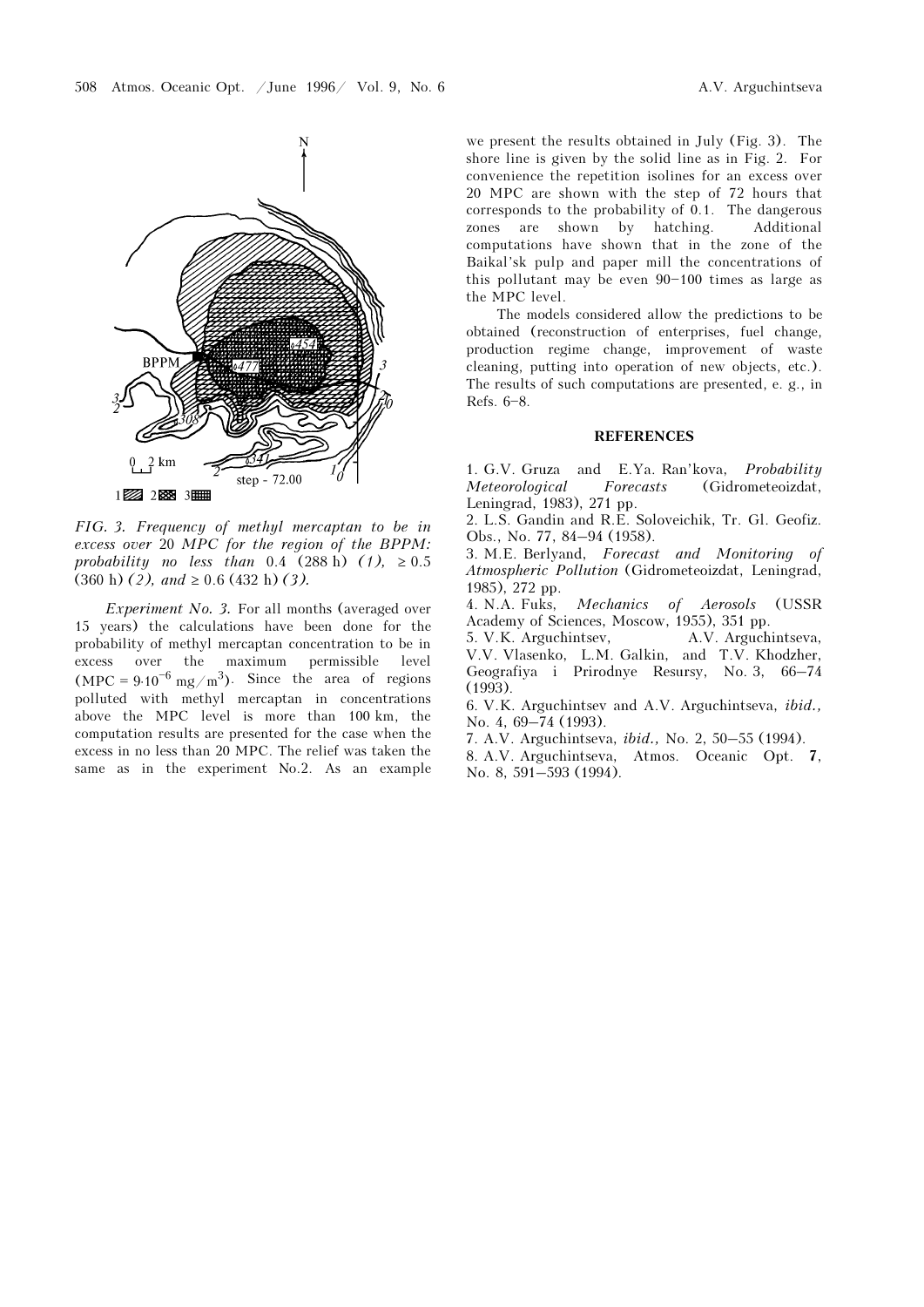N

BPPM

454

477

308

341

3

2

3

2

1

0

1

0

0 2 km

step - 72.00

1 2 3

*FIG. 3. Frequency of methyl mercaptan to be in excess over* 20 *MPC for the region of the BPPM: probability no less than* 0.4 (288 h) *(1),* ≥ 0.5 (360 h) *(2), and* ≥ 0.6 (432 h) *(3).*

*Experiment No. 3.* For all months (averaged over 15 years) the calculations have been done for the probability of methyl mercaptan concentration to be in excess over the maximum permissible level ($\text{MPC} = 9{\cdot}10^{-6}$ mg/m$^3$). Since the area of regions polluted with methyl mercaptan in concentrations above the MPC level is more than 100 km, the computation results are presented for the case when the excess in no less than 20 MPC. The relief was taken the same as in the experiment No.2. As an example we present the results obtained in July (Fig. 3). The shore line is given by the solid line as in Fig. 2. For convenience the repetition isolines for an excess over 20 MPC are shown with the step of 72 hours that corresponds to the probability of 0.1. The dangerous zones are shown by hatching. Additional computations have shown that in the zone of the Baikal'sk pulp and paper mill the concentrations of this pollutant may be even 90–100 times as large as the MPC level.

The models considered allow the predictions to be obtained (reconstruction of enterprises, fuel change, production regime change, improvement of waste cleaning, putting into operation of new objects, etc.). The results of such computations are presented, e. g., in Refs. 6–8.

## REFERENCES

1. G.V. Gruza and E.Ya. Ran'kova, *Probability Meteorological Forecasts* (Gidrometeoizdat, Leningrad, 1983), 271 pp.
2. L.S. Gandin and R.E. Soloveichik, Tr. Gl. Geofiz. Obs., No. 77, 84–94 (1958).
3. M.E. Berlyand, *Forecast and Monitoring of Atmospheric Pollution* (Gidrometeoizdat, Leningrad, 1985), 272 pp.
4. N.A. Fuks, *Mechanics of Aerosols* (USSR Academy of Sciences, Moscow, 1955), 351 pp.
5. V.K. Arguchintsev, A.V. Arguchintseva, V.V. Vlasenko, L.M. Galkin, and T.V. Khodzher, Geografiya i Prirodnye Resursy, No. 3, 66–74 (1993).
6. V.K. Arguchintsev and A.V. Arguchintseva, *ibid.,* No. 4, 69–74 (1993).
7. A.V. Arguchintseva, *ibid.,* No. 2, 50–55 (1994).
8. A.V. Arguchintseva, Atmos. Oceanic Opt. **7**, No. 8, 591–593 (1994).